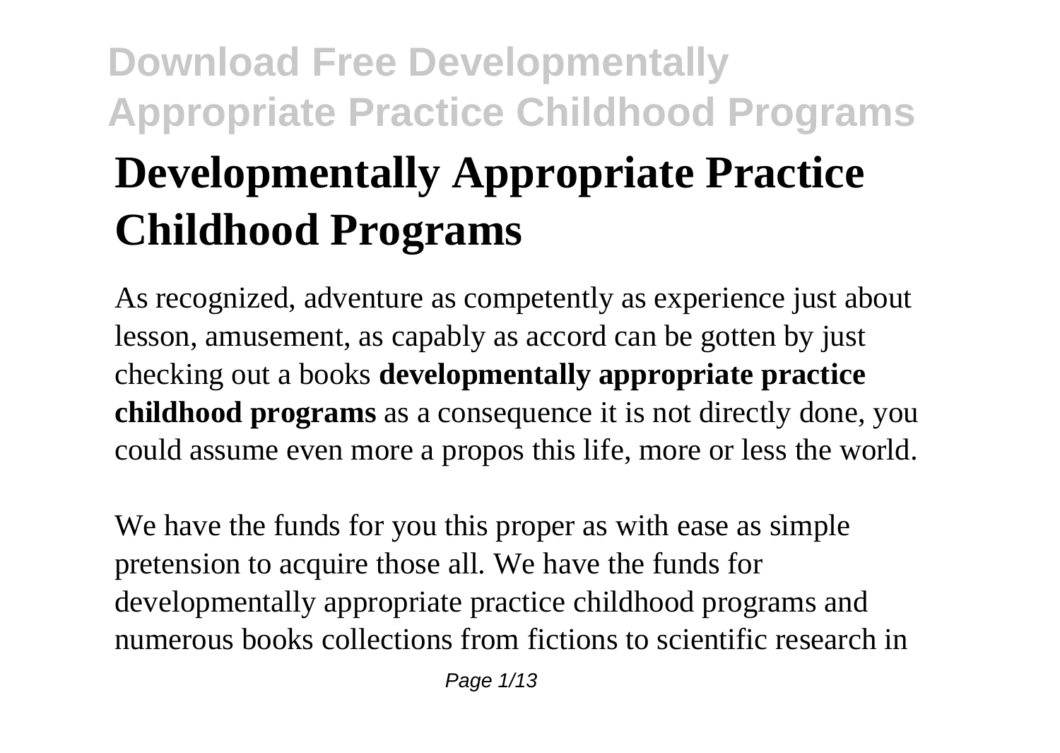# Developmentally Appropriate Practice Childhood Programs

As recognized, adventure as competently as experience just about lesson, amusement, as capably as accord can be gotten by just checking out a books **developmentally appropriate practice childhood programs** as a consequence it is not directly done, you could assume even more a propos this life, more or less the world.

We have the funds for you this proper as with ease as simple pretension to acquire those all. We have the funds for developmentally appropriate practice childhood programs and numerous books collections from fictions to scientific research in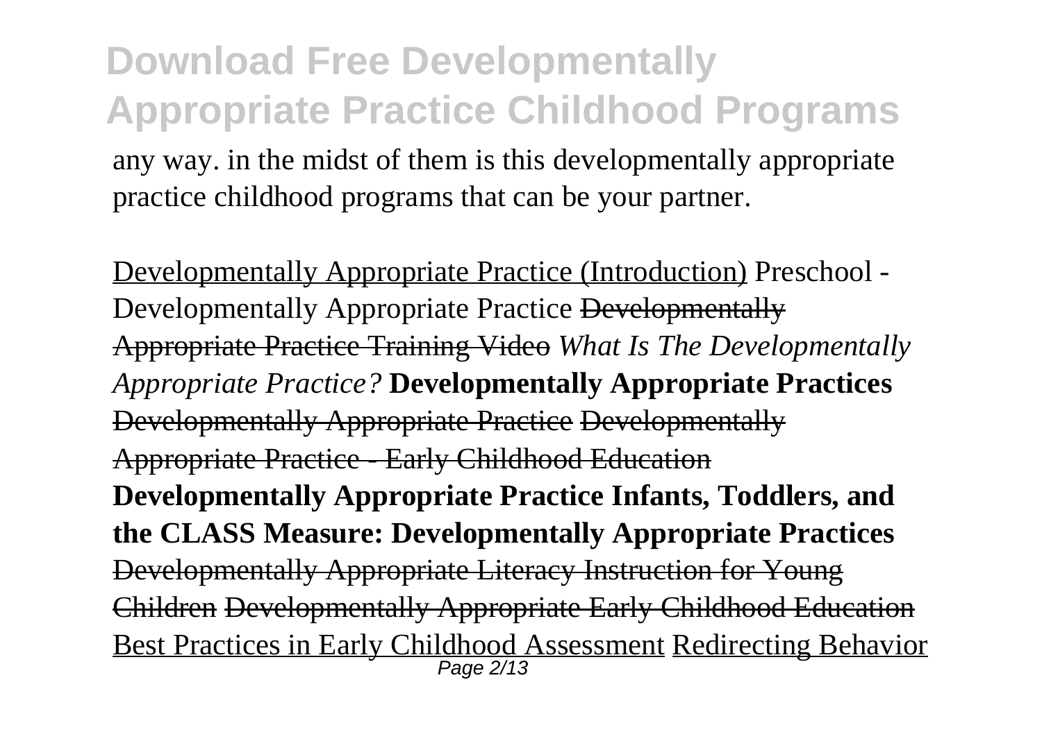any way. in the midst of them is this developmentally appropriate practice childhood programs that can be your partner.

Developmentally Appropriate Practice (Introduction) Preschool - Developmentally Appropriate Practice ~~Developmentally Appropriate Practice Training Video~~ *What Is The Developmentally Appropriate Practice?* **Developmentally Appropriate Practices** ~~Developmentally Appropriate Practice~~ ~~Developmentally Appropriate Practice - Early Childhood Education~~ **Developmentally Appropriate Practice Infants, Toddlers, and the CLASS Measure: Developmentally Appropriate Practices** ~~Developmentally Appropriate Literacy Instruction for Young Children~~ ~~Developmentally Appropriate Early Childhood Education~~ Best Practices in Early Childhood Assessment Redirecting Behavior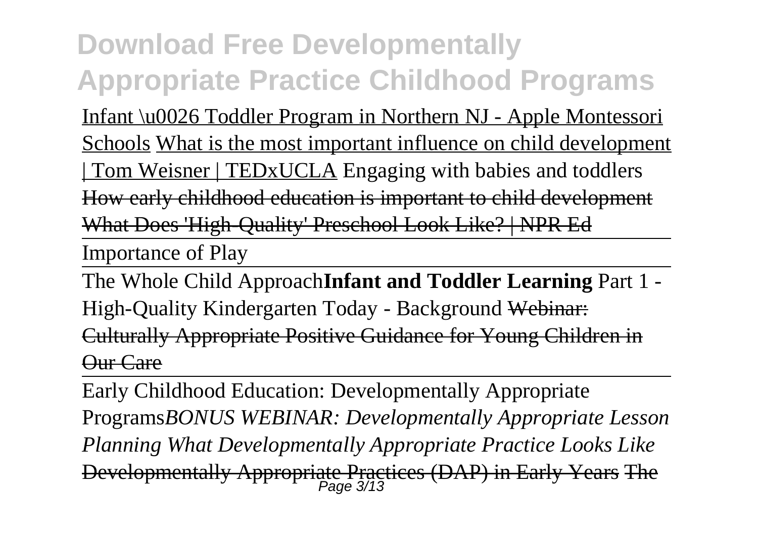# Download Free Developmentally Appropriate Practice Childhood Programs

Infant \u0026 Toddler Program in Northern NJ - Apple Montessori Schools What is the most important influence on child development | Tom Weisner | TEDxUCLA Engaging with babies and toddlers ~~How early childhood education is important to child development~~ ~~What Does 'High-Quality' Preschool Look Like? | NPR Ed~~

Importance of Play

The Whole Child Approach **Infant and Toddler Learning** Part 1 - High-Quality Kindergarten Today - Background ~~Webinar: Culturally Appropriate Positive Guidance for Young Children in Our Care~~

Early Childhood Education: Developmentally Appropriate Programs *BONUS WEBINAR: Developmentally Appropriate Lesson Planning What Developmentally Appropriate Practice Looks Like* ~~Developmentally Appropriate Practices (DAP) in Early Years~~ ~~The~~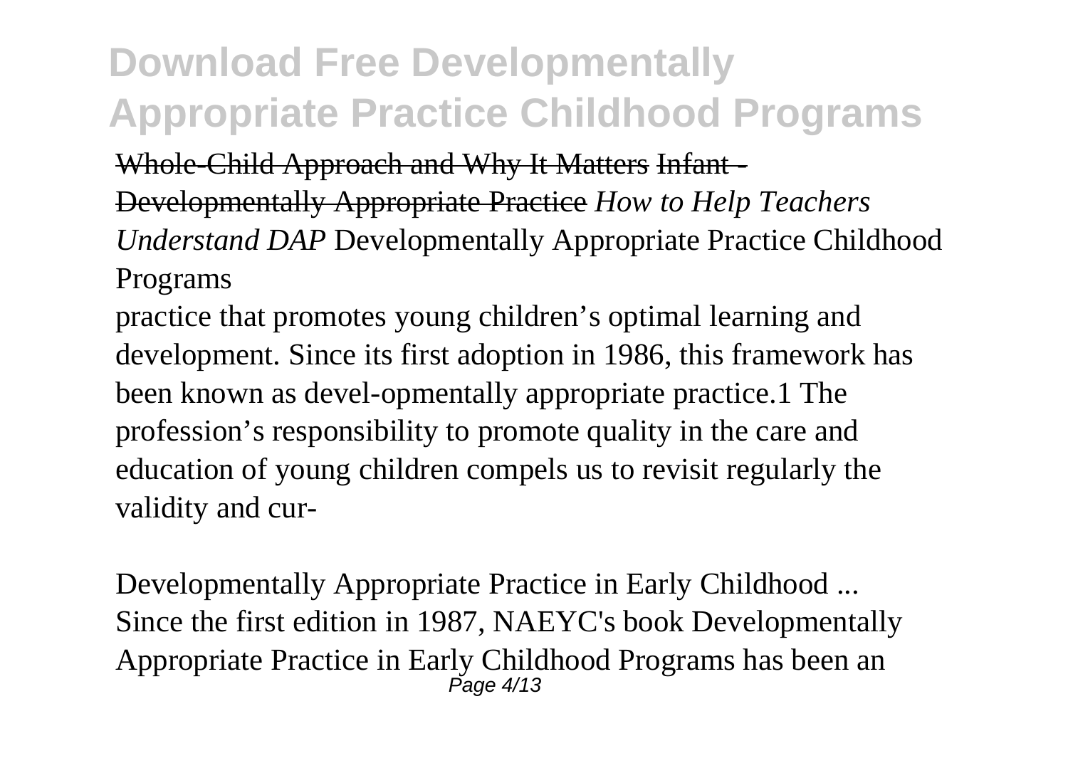Whole-Child Approach and Why It Matters Infant - Developmentally Appropriate Practice *How to Help Teachers Understand DAP* Developmentally Appropriate Practice Childhood Programs

practice that promotes young children's optimal learning and development. Since its first adoption in 1986, this framework has been known as devel-opmentally appropriate practice.1 The profession's responsibility to promote quality in the care and education of young children compels us to revisit regularly the validity and cur-

*Developmentally Appropriate Practice in Early Childhood ...*

Since the first edition in 1987, NAEYC's book Developmentally Appropriate Practice in Early Childhood Programs has been an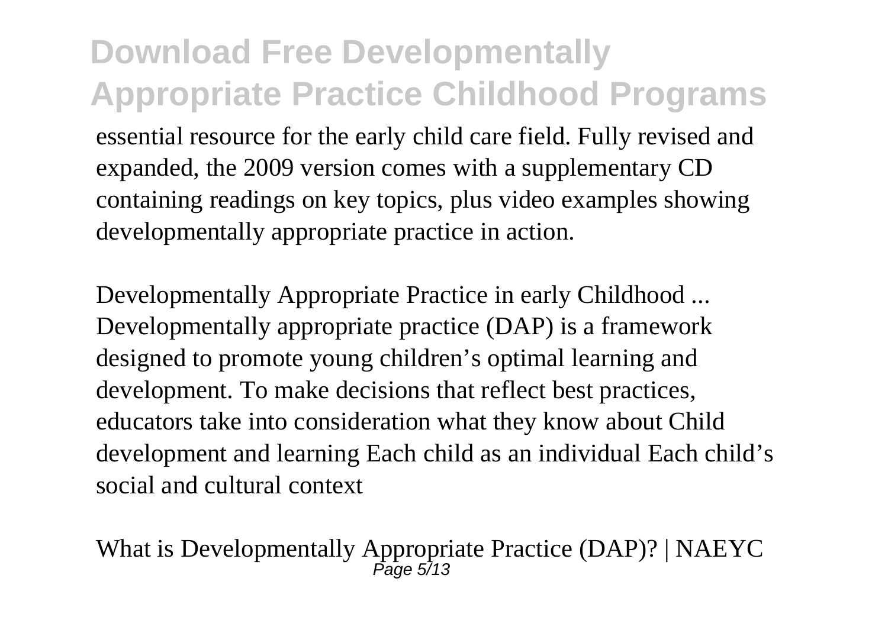essential resource for the early child care field. Fully revised and expanded, the 2009 version comes with a supplementary CD containing readings on key topics, plus video examples showing developmentally appropriate practice in action.

Developmentally Appropriate Practice in early Childhood ...
Developmentally appropriate practice (DAP) is a framework designed to promote young children's optimal learning and development. To make decisions that reflect best practices, educators take into consideration what they know about Child development and learning Each child as an individual Each child's social and cultural context

What is Developmentally Appropriate Practice (DAP)? | NAEYC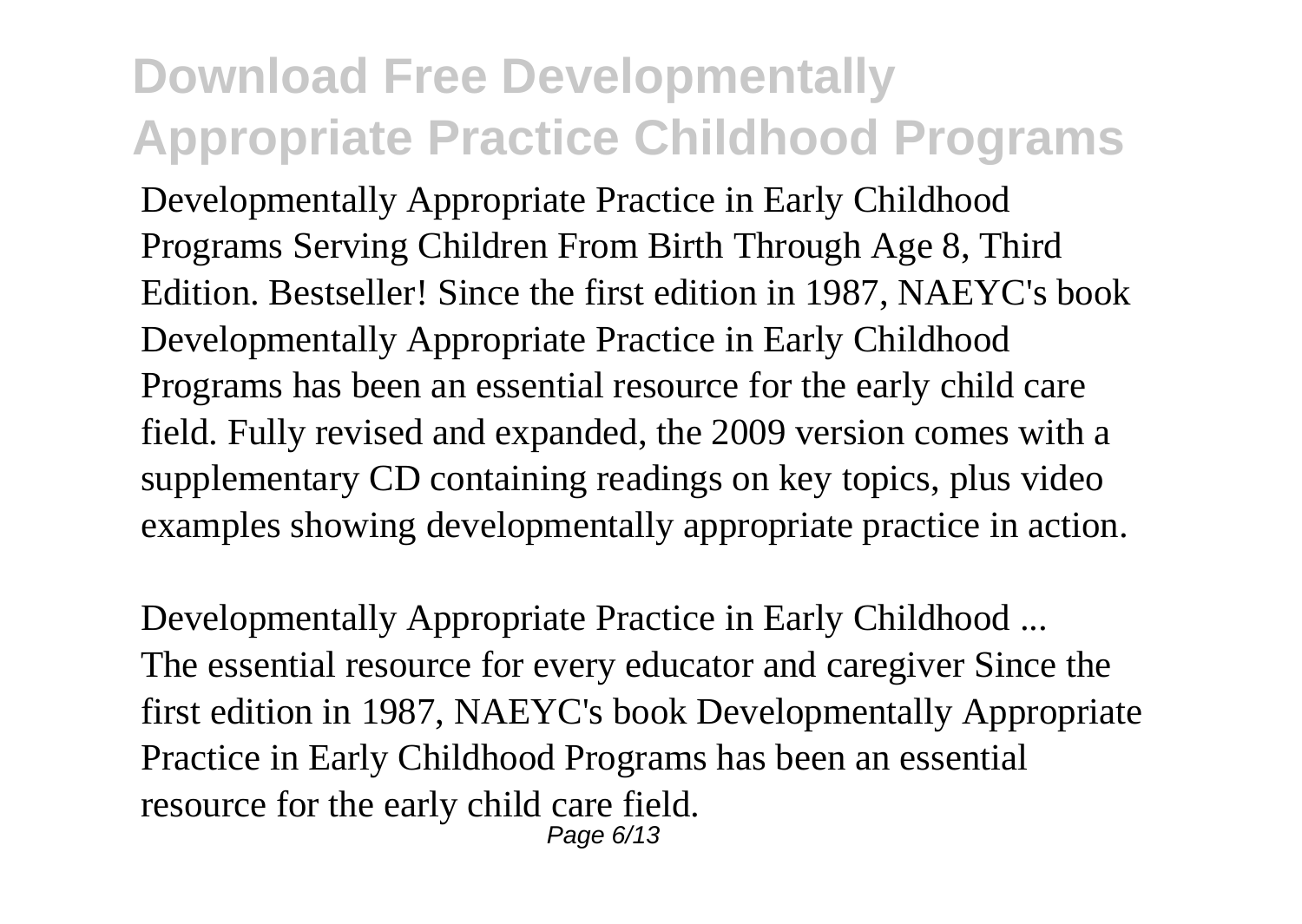Developmentally Appropriate Practice in Early Childhood Programs Serving Children From Birth Through Age 8, Third Edition. Bestseller! Since the first edition in 1987, NAEYC's book Developmentally Appropriate Practice in Early Childhood Programs has been an essential resource for the early child care field. Fully revised and expanded, the 2009 version comes with a supplementary CD containing readings on key topics, plus video examples showing developmentally appropriate practice in action.

*Developmentally Appropriate Practice in Early Childhood ...*

The essential resource for every educator and caregiver Since the first edition in 1987, NAEYC's book Developmentally Appropriate Practice in Early Childhood Programs has been an essential resource for the early child care field.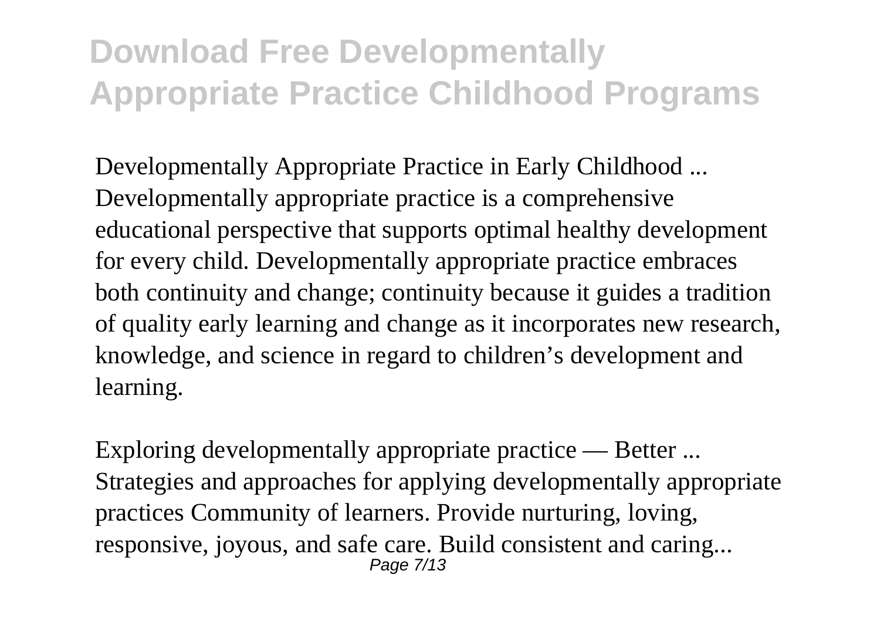Developmentally Appropriate Practice in Early Childhood ...
Developmentally appropriate practice is a comprehensive educational perspective that supports optimal healthy development for every child. Developmentally appropriate practice embraces both continuity and change; continuity because it guides a tradition of quality early learning and change as it incorporates new research, knowledge, and science in regard to children's development and learning.

Exploring developmentally appropriate practice — Better ...
Strategies and approaches for applying developmentally appropriate practices Community of learners. Provide nurturing, loving, responsive, joyous, and safe care. Build consistent and caring...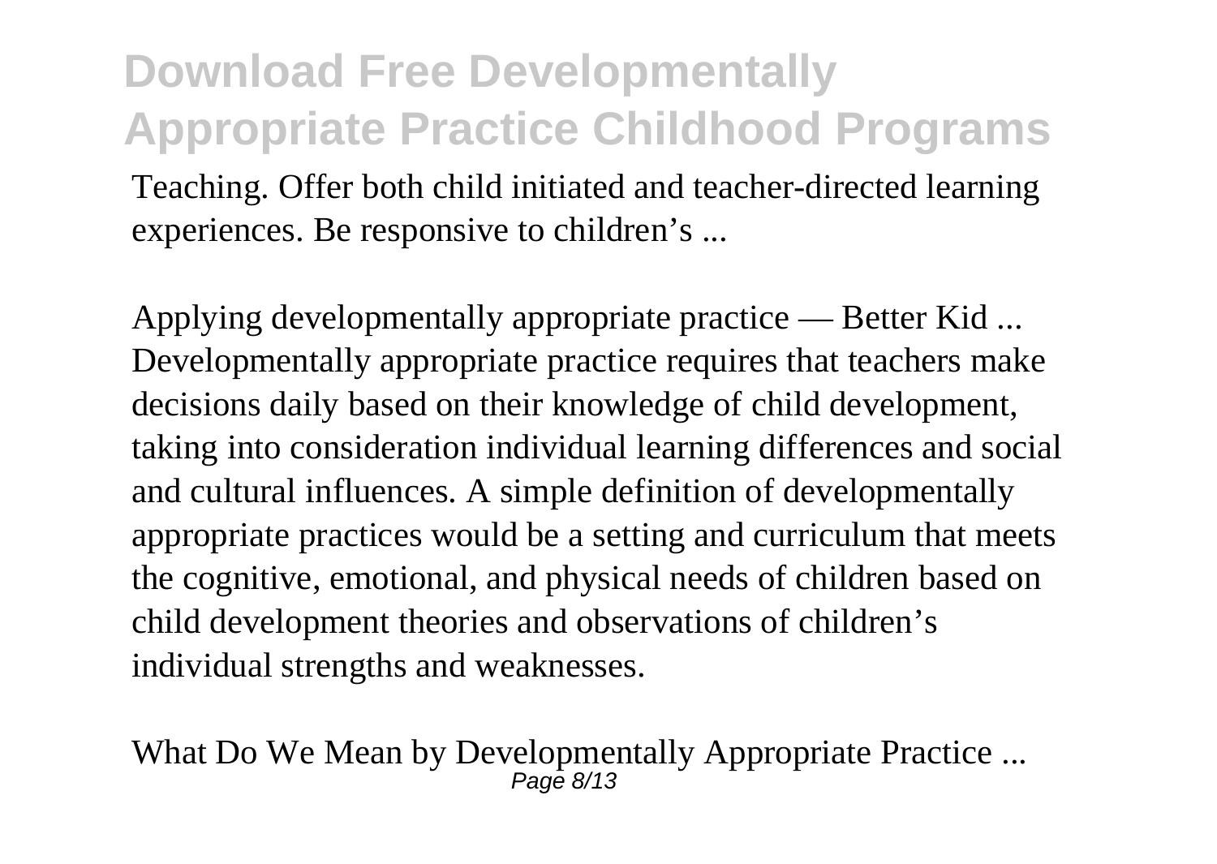Teaching. Offer both child initiated and teacher-directed learning experiences. Be responsive to children's ...

Applying developmentally appropriate practice — Better Kid ...
Developmentally appropriate practice requires that teachers make decisions daily based on their knowledge of child development, taking into consideration individual learning differences and social and cultural influences. A simple definition of developmentally appropriate practices would be a setting and curriculum that meets the cognitive, emotional, and physical needs of children based on child development theories and observations of children's individual strengths and weaknesses.

What Do We Mean by Developmentally Appropriate Practice ...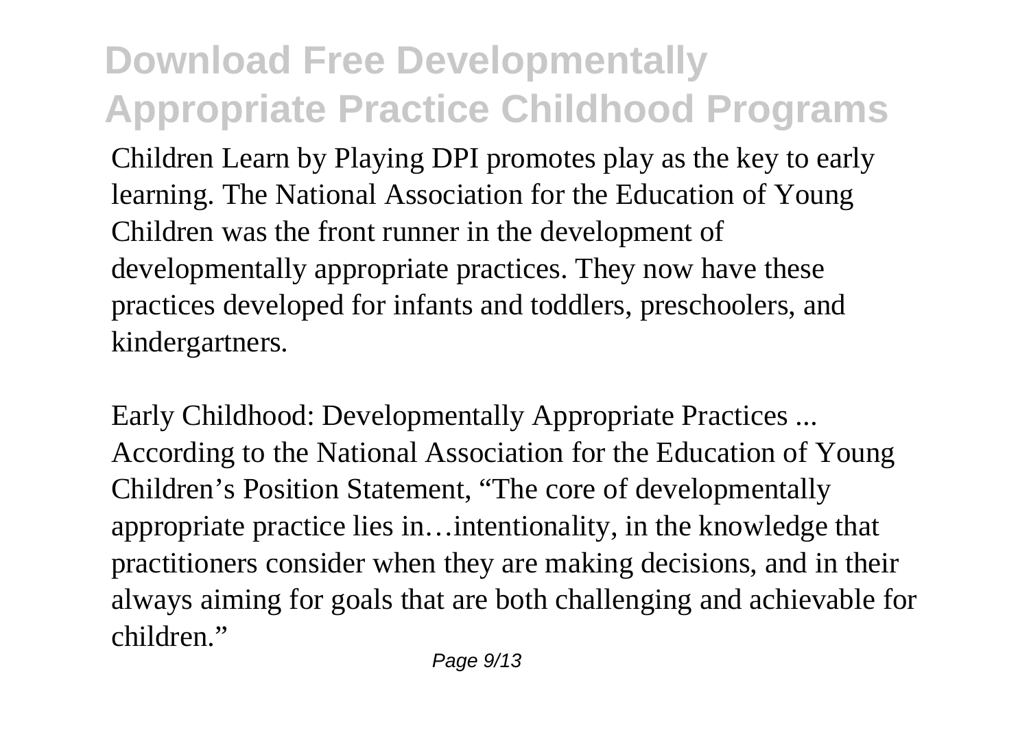Children Learn by Playing DPI promotes play as the key to early learning. The National Association for the Education of Young Children was the front runner in the development of developmentally appropriate practices. They now have these practices developed for infants and toddlers, preschoolers, and kindergartners.

Early Childhood: Developmentally Appropriate Practices ...
According to the National Association for the Education of Young Children's Position Statement, "The core of developmentally appropriate practice lies in…intentionality, in the knowledge that practitioners consider when they are making decisions, and in their always aiming for goals that are both challenging and achievable for children."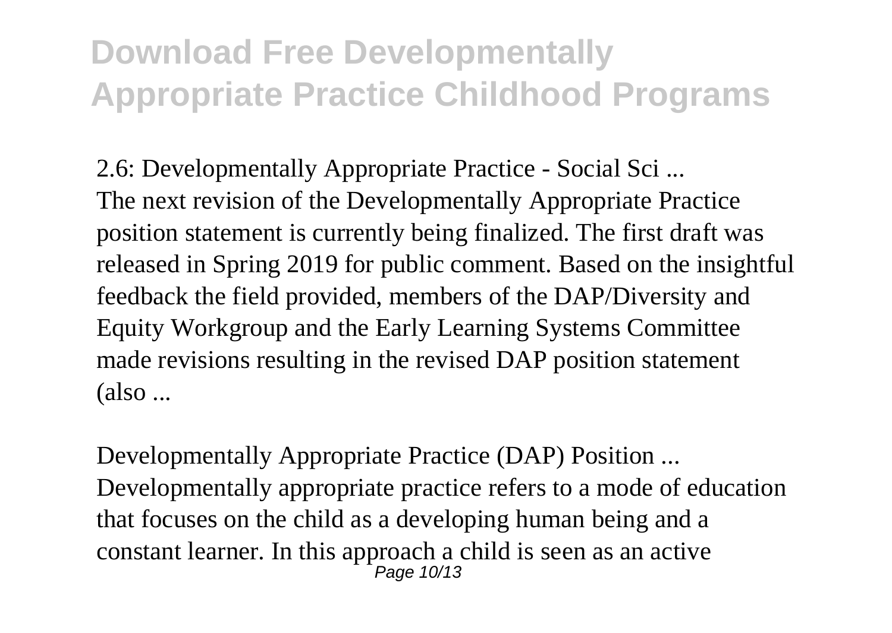# Download Free Developmentally Appropriate Practice Childhood Programs

*2.6: Developmentally Appropriate Practice - Social Sci ...*

The next revision of the Developmentally Appropriate Practice position statement is currently being finalized. The first draft was released in Spring 2019 for public comment. Based on the insightful feedback the field provided, members of the DAP/Diversity and Equity Workgroup and the Early Learning Systems Committee made revisions resulting in the revised DAP position statement (also ...

*Developmentally Appropriate Practice (DAP) Position ...*

Developmentally appropriate practice refers to a mode of education that focuses on the child as a developing human being and a constant learner. In this approach a child is seen as an active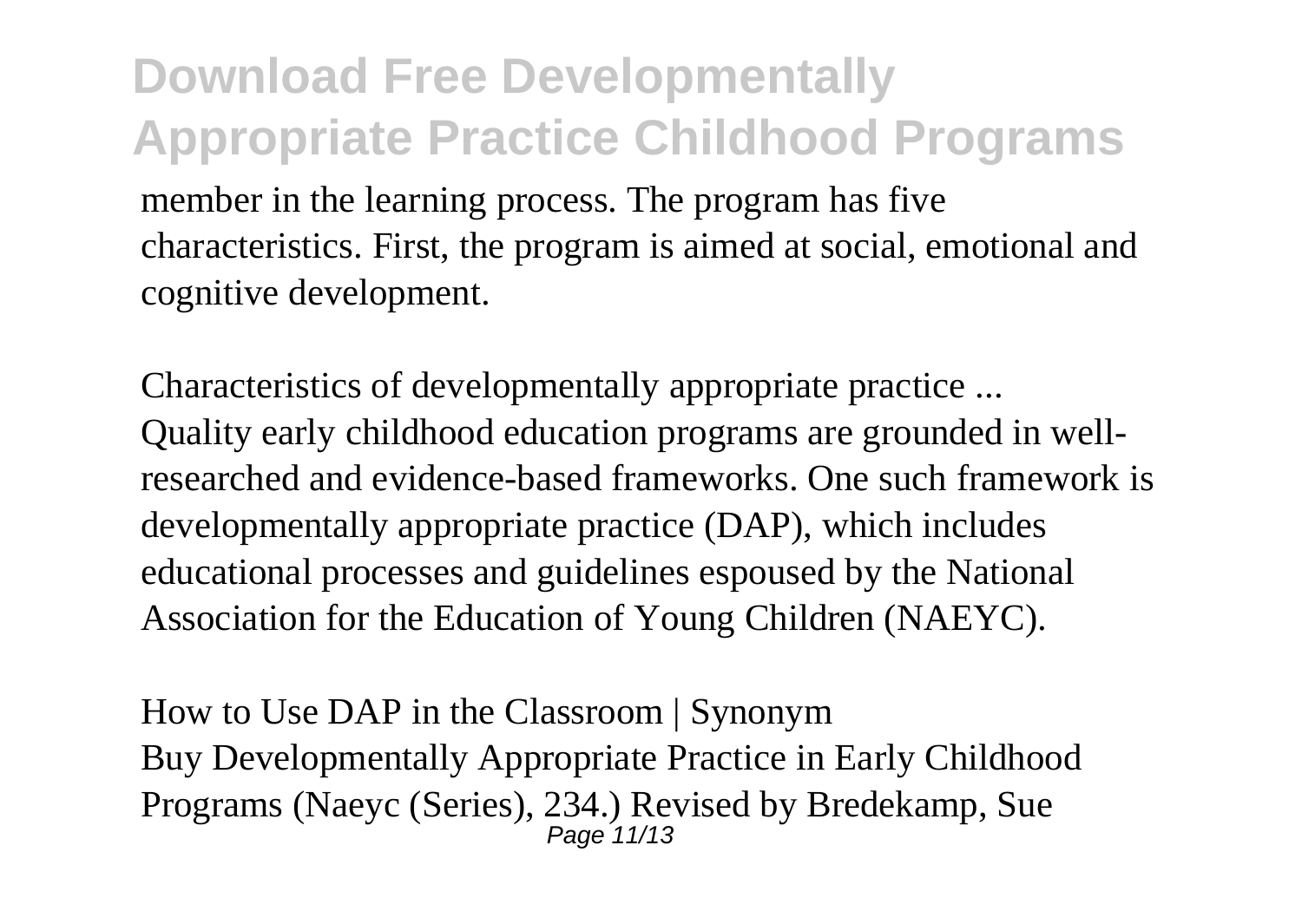member in the learning process. The program has five characteristics. First, the program is aimed at social, emotional and cognitive development.

Characteristics of developmentally appropriate practice ...
Quality early childhood education programs are grounded in well-researched and evidence-based frameworks. One such framework is developmentally appropriate practice (DAP), which includes educational processes and guidelines espoused by the National Association for the Education of Young Children (NAEYC).

How to Use DAP in the Classroom | Synonym
Buy Developmentally Appropriate Practice in Early Childhood Programs (Naeyc (Series), 234.) Revised by Bredekamp, Sue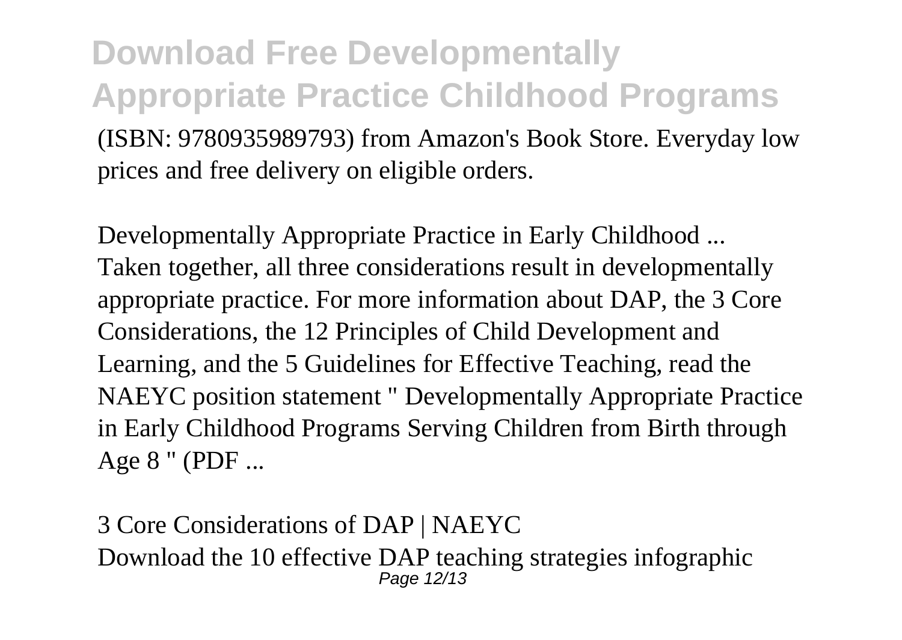(ISBN: 9780935989793) from Amazon's Book Store. Everyday low prices and free delivery on eligible orders.

Developmentally Appropriate Practice in Early Childhood ...
Taken together, all three considerations result in developmentally appropriate practice. For more information about DAP, the 3 Core Considerations, the 12 Principles of Child Development and Learning, and the 5 Guidelines for Effective Teaching, read the NAEYC position statement " Developmentally Appropriate Practice in Early Childhood Programs Serving Children from Birth through Age 8 " (PDF ...

3 Core Considerations of DAP | NAEYC
Download the 10 effective DAP teaching strategies infographic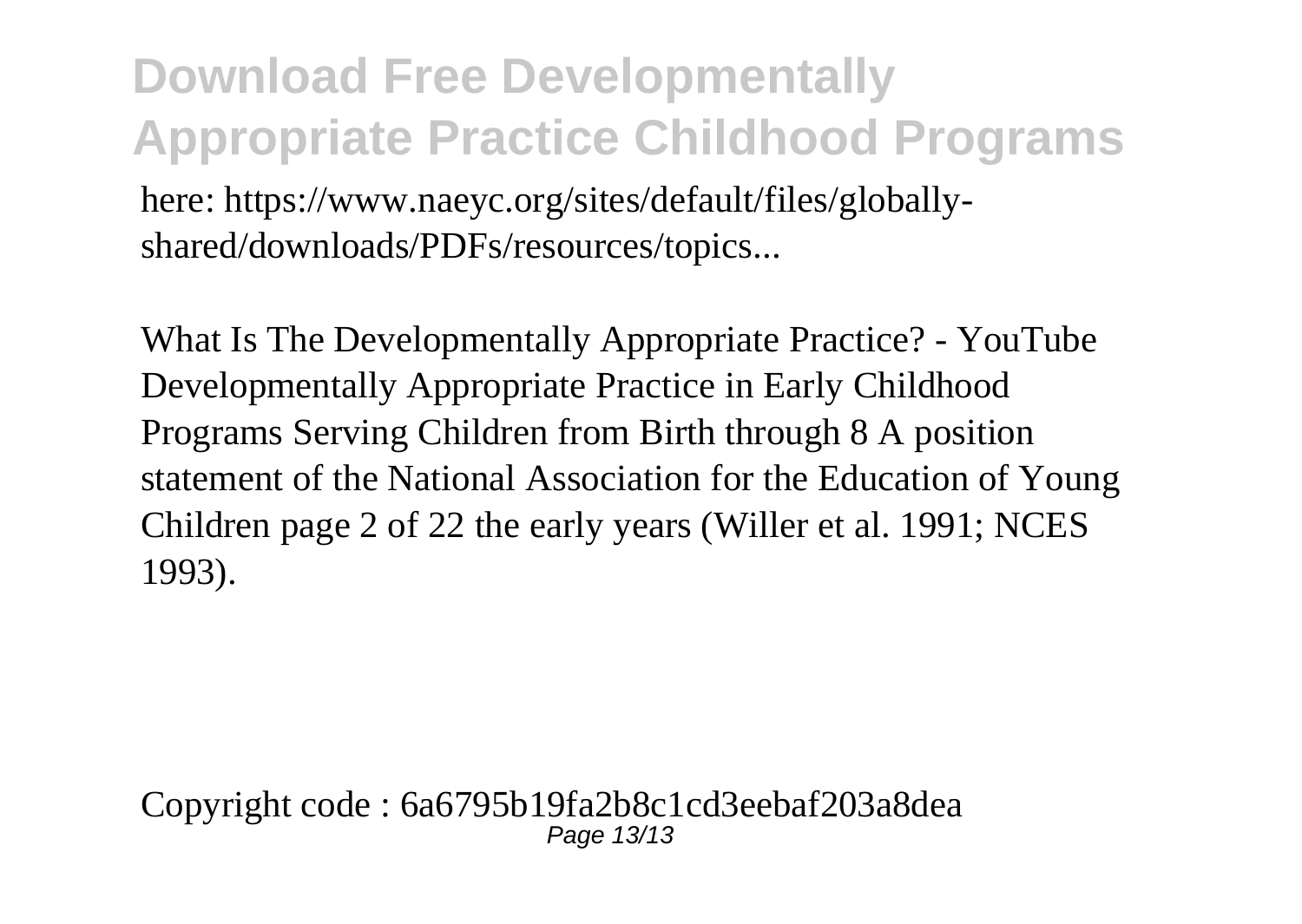here: https://www.naeyc.org/sites/default/files/globally-shared/downloads/PDFs/resources/topics...

What Is The Developmentally Appropriate Practice? - YouTube
Developmentally Appropriate Practice in Early Childhood Programs Serving Children from Birth through 8 A position statement of the National Association for the Education of Young Children page 2 of 22 the early years (Willer et al. 1991; NCES 1993).

Copyright code : 6a6795b19fa2b8c1cd3eebaf203a8dea